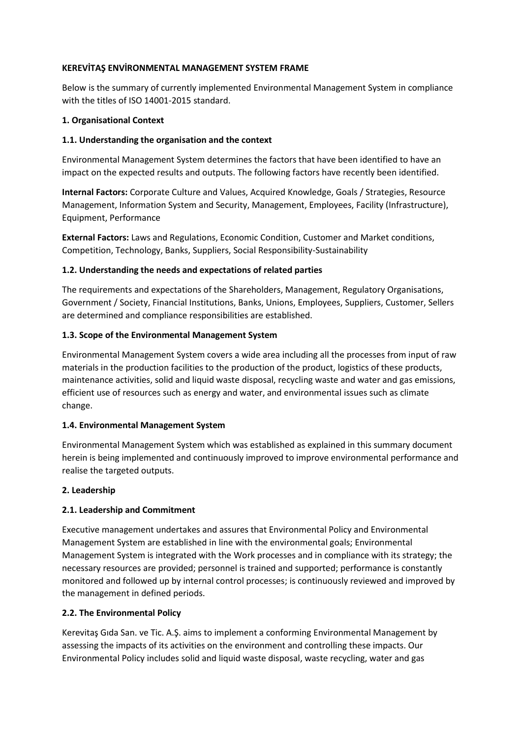# KEREVİTAŞ ENVİRONMENTAL MANAGEMENT SYSTEM FRAME

Below is the summary of currently implemented Environmental Management System in compliance with the titles of ISO 14001-2015 standard.

## 1. Organisational Context

### 1.1. Understanding the organisation and the context

Environmental Management System determines the factors that have been identified to have an impact on the expected results and outputs. The following factors have recently been identified.

**Internal Factors:** Corporate Culture and Values, Acquired Knowledge, Goals / Strategies, Resource Management, Information System and Security, Management, Employees, Facility (Infrastructure), Equipment, Performance

**External Factors:** Laws and Regulations, Economic Condition, Customer and Market conditions, Competition, Technology, Banks, Suppliers, Social Responsibility-Sustainability

### 1.2. Understanding the needs and expectations of related parties

The requirements and expectations of the Shareholders, Management, Regulatory Organisations, Government / Society, Financial Institutions, Banks, Unions, Employees, Suppliers, Customer, Sellers are determined and compliance responsibilities are established.

### 1.3. Scope of the Environmental Management System

Environmental Management System covers a wide area including all the processes from input of raw materials in the production facilities to the production of the product, logistics of these products, maintenance activities, solid and liquid waste disposal, recycling waste and water and gas emissions, efficient use of resources such as energy and water, and environmental issues such as climate change.

### 1.4. Environmental Management System

Environmental Management System which was established as explained in this summary document herein is being implemented and continuously improved to improve environmental performance and realise the targeted outputs.

## 2. Leadership

### 2.1. Leadership and Commitment

Executive management undertakes and assures that Environmental Policy and Environmental Management System are established in line with the environmental goals; Environmental Management System is integrated with the Work processes and in compliance with its strategy; the necessary resources are provided; personnel is trained and supported; performance is constantly monitored and followed up by internal control processes; is continuously reviewed and improved by the management in defined periods.

### 2.2. The Environmental Policy

Kerevitaş Gıda San. ve Tic. A.Ş. aims to implement a conforming Environmental Management by assessing the impacts of its activities on the environment and controlling these impacts. Our Environmental Policy includes solid and liquid waste disposal, waste recycling, water and gas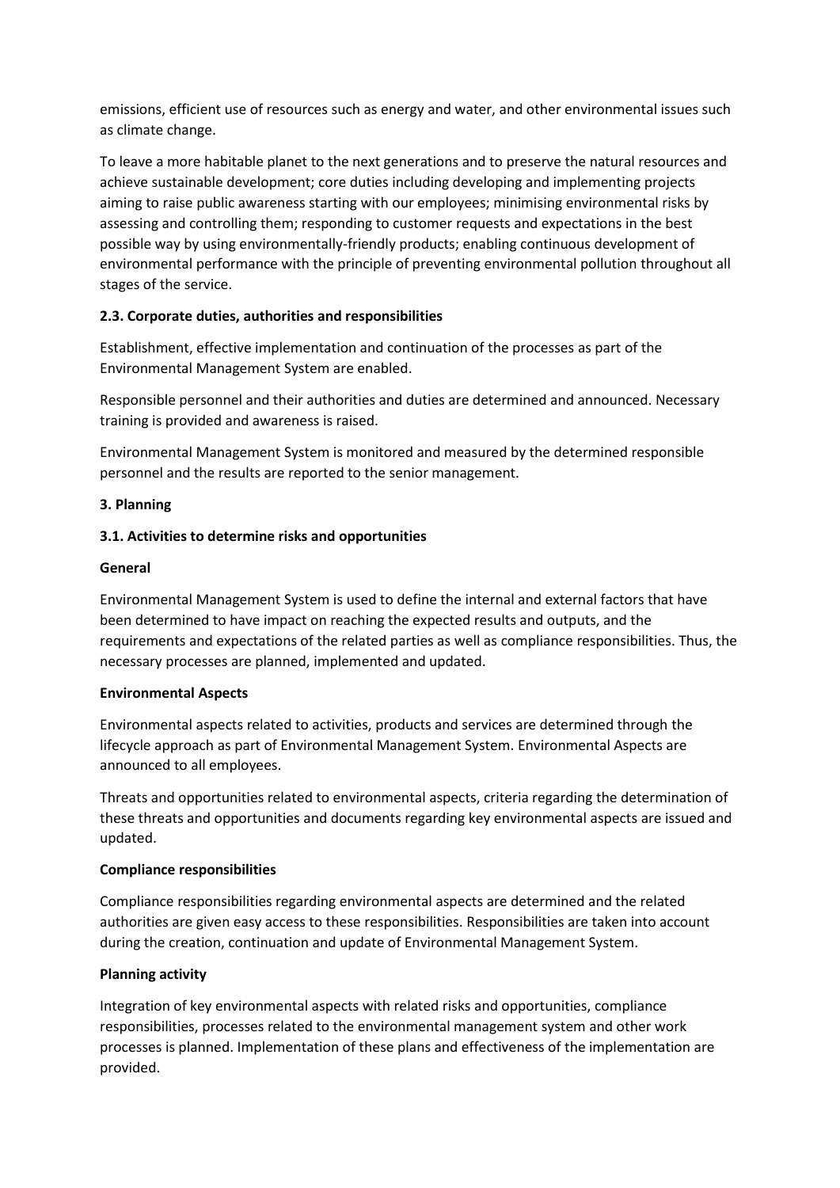emissions, efficient use of resources such as energy and water, and other environmental issues such as climate change.

To leave a more habitable planet to the next generations and to preserve the natural resources and achieve sustainable development; core duties including developing and implementing projects aiming to raise public awareness starting with our employees; minimising environmental risks by assessing and controlling them; responding to customer requests and expectations in the best possible way by using environmentally-friendly products; enabling continuous development of environmental performance with the principle of preventing environmental pollution throughout all stages of the service.

### 2.3. Corporate duties, authorities and responsibilities

Establishment, effective implementation and continuation of the processes as part of the Environmental Management System are enabled.

Responsible personnel and their authorities and duties are determined and announced. Necessary training is provided and awareness is raised.

Environmental Management System is monitored and measured by the determined responsible personnel and the results are reported to the senior management.

## 3. Planning

### 3.1. Activities to determine risks and opportunities

#### General

Environmental Management System is used to define the internal and external factors that have been determined to have impact on reaching the expected results and outputs, and the requirements and expectations of the related parties as well as compliance responsibilities. Thus, the necessary processes are planned, implemented and updated.

#### Environmental Aspects

Environmental aspects related to activities, products and services are determined through the lifecycle approach as part of Environmental Management System. Environmental Aspects are announced to all employees.

Threats and opportunities related to environmental aspects, criteria regarding the determination of these threats and opportunities and documents regarding key environmental aspects are issued and updated.

#### Compliance responsibilities

Compliance responsibilities regarding environmental aspects are determined and the related authorities are given easy access to these responsibilities. Responsibilities are taken into account during the creation, continuation and update of Environmental Management System.

#### Planning activity

Integration of key environmental aspects with related risks and opportunities, compliance responsibilities, processes related to the environmental management system and other work processes is planned. Implementation of these plans and effectiveness of the implementation are provided.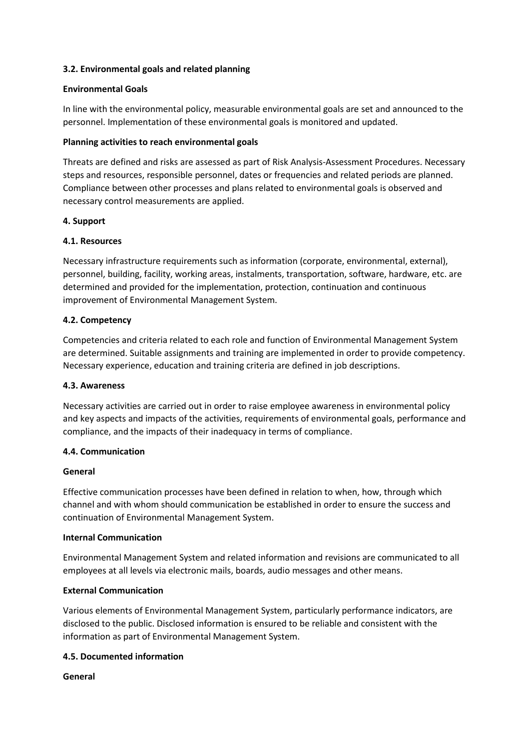### 3.2. Environmental goals and related planning

**Environmental Goals**

In line with the environmental policy, measurable environmental goals are set and announced to the personnel. Implementation of these environmental goals is monitored and updated.

**Planning activities to reach environmental goals**

Threats are defined and risks are assessed as part of Risk Analysis-Assessment Procedures. Necessary steps and resources, responsible personnel, dates or frequencies and related periods are planned. Compliance between other processes and plans related to environmental goals is observed and necessary control measurements are applied.

## 4. Support

### 4.1. Resources

Necessary infrastructure requirements such as information (corporate, environmental, external), personnel, building, facility, working areas, instalments, transportation, software, hardware, etc. are determined and provided for the implementation, protection, continuation and continuous improvement of Environmental Management System.

### 4.2. Competency

Competencies and criteria related to each role and function of Environmental Management System are determined. Suitable assignments and training are implemented in order to provide competency. Necessary experience, education and training criteria are defined in job descriptions.

### 4.3. Awareness

Necessary activities are carried out in order to raise employee awareness in environmental policy and key aspects and impacts of the activities, requirements of environmental goals, performance and compliance, and the impacts of their inadequacy in terms of compliance.

### 4.4. Communication

**General**

Effective communication processes have been defined in relation to when, how, through which channel and with whom should communication be established in order to ensure the success and continuation of Environmental Management System.

**Internal Communication**

Environmental Management System and related information and revisions are communicated to all employees at all levels via electronic mails, boards, audio messages and other means.

**External Communication**

Various elements of Environmental Management System, particularly performance indicators, are disclosed to the public. Disclosed information is ensured to be reliable and consistent with the information as part of Environmental Management System.

### 4.5. Documented information

**General**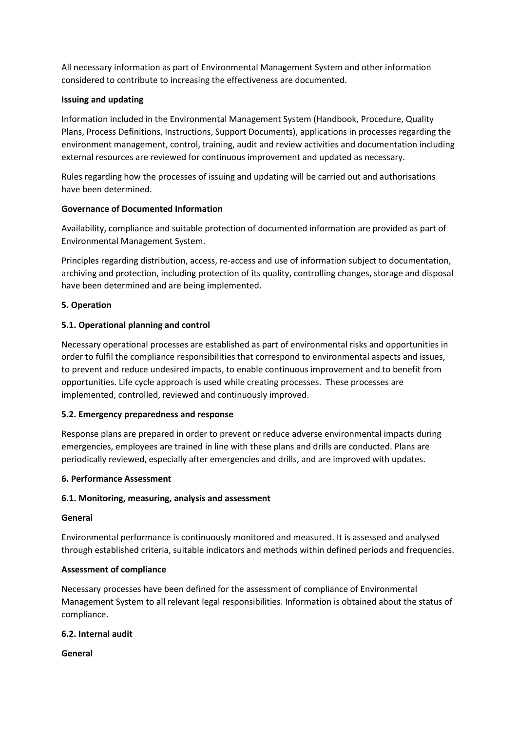All necessary information as part of Environmental Management System and other information considered to contribute to increasing the effectiveness are documented.

**Issuing and updating**

Information included in the Environmental Management System (Handbook, Procedure, Quality Plans, Process Definitions, Instructions, Support Documents), applications in processes regarding the environment management, control, training, audit and review activities and documentation including external resources are reviewed for continuous improvement and updated as necessary.

Rules regarding how the processes of issuing and updating will be carried out and authorisations have been determined.

**Governance of Documented Information**

Availability, compliance and suitable protection of documented information are provided as part of Environmental Management System.

Principles regarding distribution, access, re-access and use of information subject to documentation, archiving and protection, including protection of its quality, controlling changes, storage and disposal have been determined and are being implemented.

## 5. Operation

### 5.1. Operational planning and control

Necessary operational processes are established as part of environmental risks and opportunities in order to fulfil the compliance responsibilities that correspond to environmental aspects and issues, to prevent and reduce undesired impacts, to enable continuous improvement and to benefit from opportunities. Life cycle approach is used while creating processes. These processes are implemented, controlled, reviewed and continuously improved.

### 5.2. Emergency preparedness and response

Response plans are prepared in order to prevent or reduce adverse environmental impacts during emergencies, employees are trained in line with these plans and drills are conducted. Plans are periodically reviewed, especially after emergencies and drills, and are improved with updates.

## 6. Performance Assessment

### 6.1. Monitoring, measuring, analysis and assessment

**General**

Environmental performance is continuously monitored and measured. It is assessed and analysed through established criteria, suitable indicators and methods within defined periods and frequencies.

**Assessment of compliance**

Necessary processes have been defined for the assessment of compliance of Environmental Management System to all relevant legal responsibilities. Information is obtained about the status of compliance.

### 6.2. Internal audit

**General**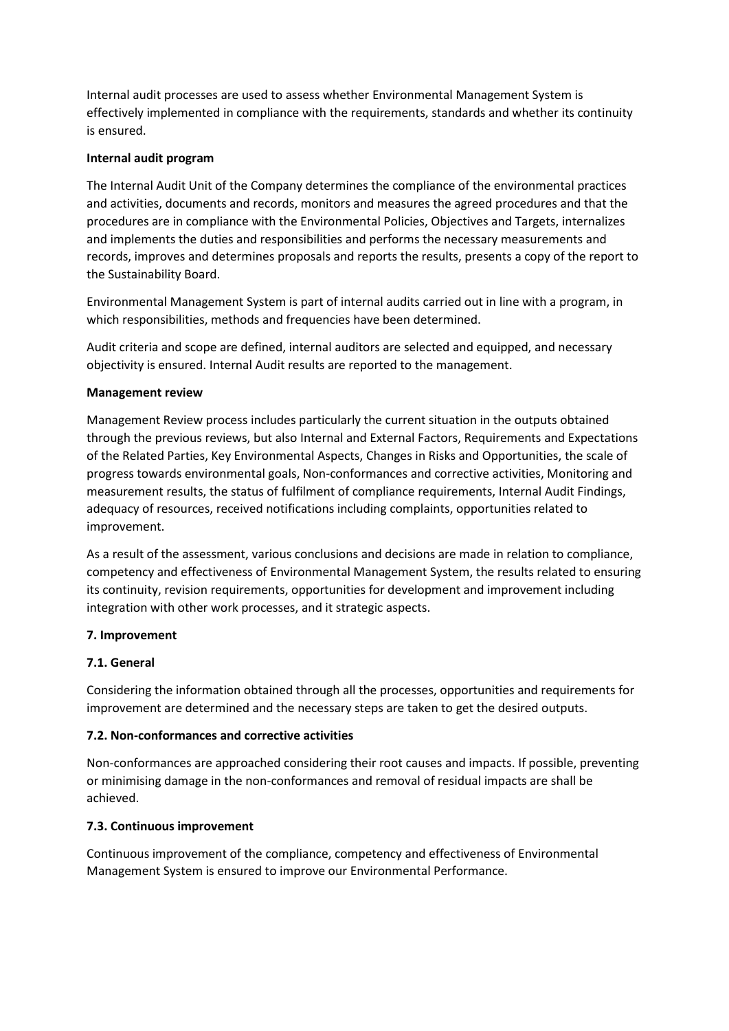Internal audit processes are used to assess whether Environmental Management System is effectively implemented in compliance with the requirements, standards and whether its continuity is ensured.

**Internal audit program**

The Internal Audit Unit of the Company determines the compliance of the environmental practices and activities, documents and records, monitors and measures the agreed procedures and that the procedures are in compliance with the Environmental Policies, Objectives and Targets, internalizes and implements the duties and responsibilities and performs the necessary measurements and records, improves and determines proposals and reports the results, presents a copy of the report to the Sustainability Board.

Environmental Management System is part of internal audits carried out in line with a program, in which responsibilities, methods and frequencies have been determined.

Audit criteria and scope are defined, internal auditors are selected and equipped, and necessary objectivity is ensured. Internal Audit results are reported to the management.

**Management review**

Management Review process includes particularly the current situation in the outputs obtained through the previous reviews, but also Internal and External Factors, Requirements and Expectations of the Related Parties, Key Environmental Aspects, Changes in Risks and Opportunities, the scale of progress towards environmental goals, Non-conformances and corrective activities, Monitoring and measurement results, the status of fulfilment of compliance requirements, Internal Audit Findings, adequacy of resources, received notifications including complaints, opportunities related to improvement.

As a result of the assessment, various conclusions and decisions are made in relation to compliance, competency and effectiveness of Environmental Management System, the results related to ensuring its continuity, revision requirements, opportunities for development and improvement including integration with other work processes, and it strategic aspects.

## 7. Improvement

### 7.1. General

Considering the information obtained through all the processes, opportunities and requirements for improvement are determined and the necessary steps are taken to get the desired outputs.

### 7.2. Non-conformances and corrective activities

Non-conformances are approached considering their root causes and impacts. If possible, preventing or minimising damage in the non-conformances and removal of residual impacts are shall be achieved.

### 7.3. Continuous improvement

Continuous improvement of the compliance, competency and effectiveness of Environmental Management System is ensured to improve our Environmental Performance.